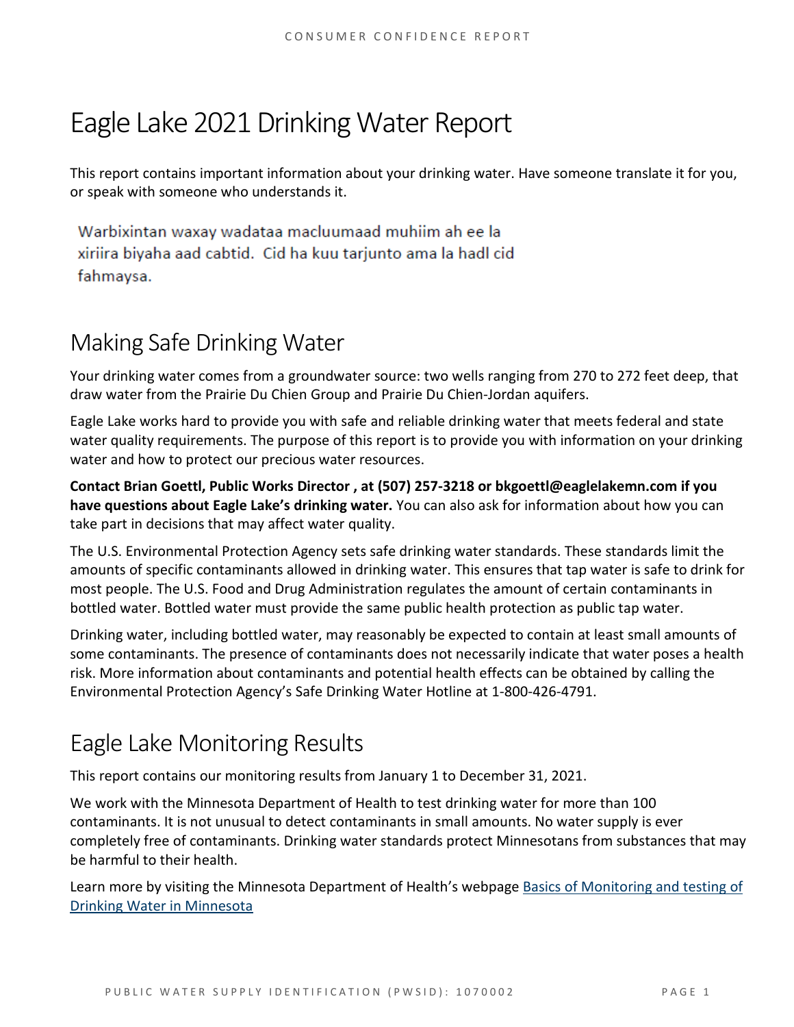# Eagle Lake 2021 Drinking Water Report

This report contains important information about your drinking water. Have someone translate it for you, or speak with someone who understands it.

Warbixintan waxay wadataa macluumaad muhiim ah ee la xiriira biyaha aad cabtid. Cid ha kuu tarjunto ama la hadl cid fahmaysa.

## Making Safe Drinking Water

Your drinking water comes from a groundwater source: two wells ranging from 270 to 272 feet deep, that draw water from the Prairie Du Chien Group and Prairie Du Chien-Jordan aquifers.

Eagle Lake works hard to provide you with safe and reliable drinking water that meets federal and state water quality requirements. The purpose of this report is to provide you with information on your drinking water and how to protect our precious water resources.

**Contact Brian Goettl, Public Works Director , at (507) 257-3218 or bkgoettl@eaglelakemn.com if you have questions about Eagle Lake's drinking water.** You can also ask for information about how you can take part in decisions that may affect water quality.

The U.S. Environmental Protection Agency sets safe drinking water standards. These standards limit the amounts of specific contaminants allowed in drinking water. This ensures that tap water is safe to drink for most people. The U.S. Food and Drug Administration regulates the amount of certain contaminants in bottled water. Bottled water must provide the same public health protection as public tap water.

Drinking water, including bottled water, may reasonably be expected to contain at least small amounts of some contaminants. The presence of contaminants does not necessarily indicate that water poses a health risk. More information about contaminants and potential health effects can be obtained by calling the Environmental Protection Agency's Safe Drinking Water Hotline at 1-800-426-4791.

## Eagle Lake Monitoring Results

This report contains our monitoring results from January 1 to December 31, 2021.

We work with the Minnesota Department of Health to test drinking water for more than 100 contaminants. It is not unusual to detect contaminants in small amounts. No water supply is ever completely free of contaminants. Drinking water standards protect Minnesotans from substances that may be harmful to their health.

Learn more by visiting the Minnesota Department of Health's webpage Basics of Monitoring and testing of Drinking Water in Minnesota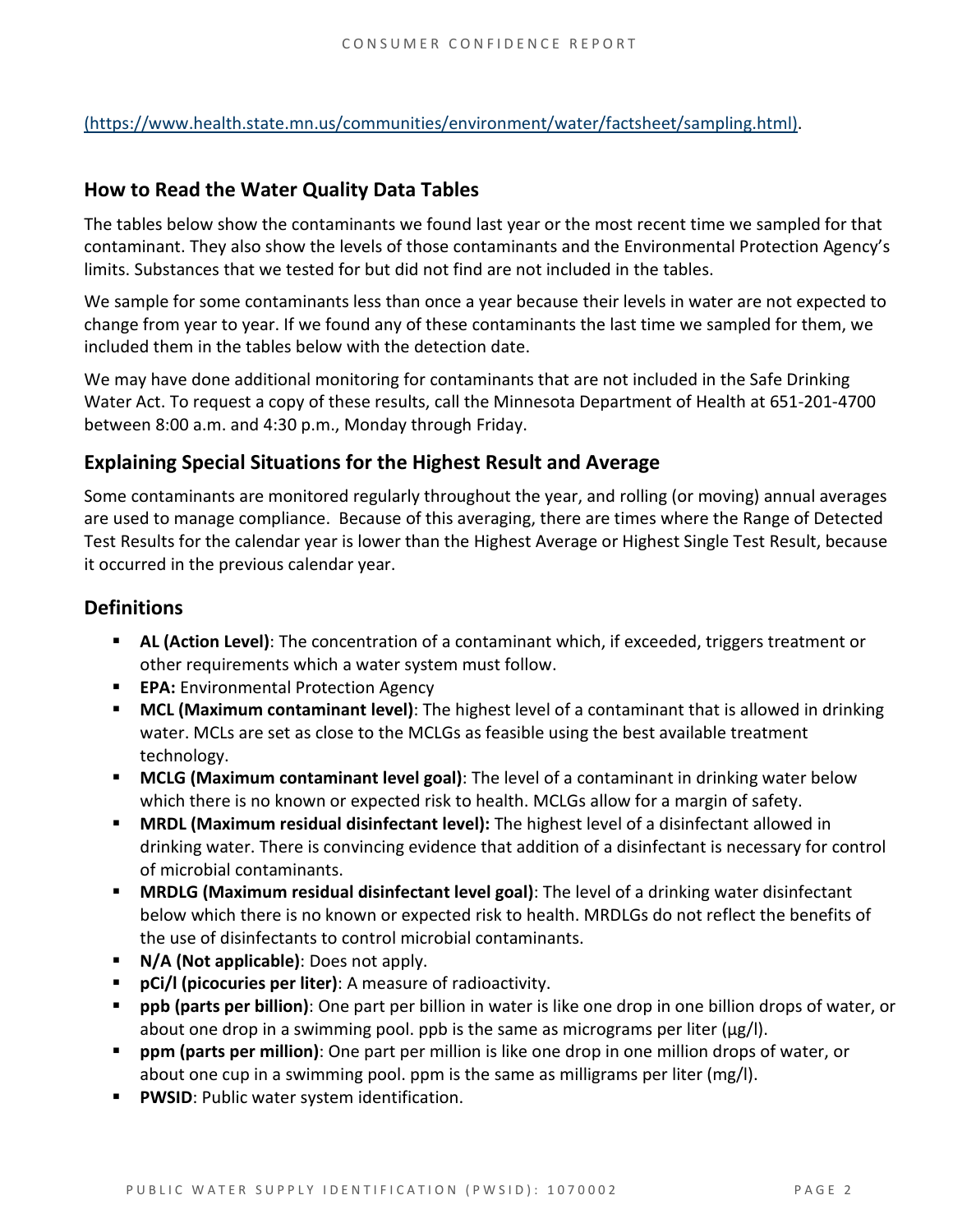(https://www.health.state.mn.us/communities/environment/water/factsheet/sampling.html).

## How to Read the Water Quality Data Tables

The tables below show the contaminants we found last year or the most recent time we sampled for that contaminant. They also show the levels of those contaminants and the Environmental Protection Agency's limits. Substances that we tested for but did not find are not included in the tables.

We sample for some contaminants less than once a year because their levels in water are not expected to change from year to year. If we found any of these contaminants the last time we sampled for them, we included them in the tables below with the detection date.

We may have done additional monitoring for contaminants that are not included in the Safe Drinking Water Act. To request a copy of these results, call the Minnesota Department of Health at 651-201-4700 between 8:00 a.m. and 4:30 p.m., Monday through Friday.

## Explaining Special Situations for the Highest Result and Average

Some contaminants are monitored regularly throughout the year, and rolling (or moving) annual averages are used to manage compliance. Because of this averaging, there are times where the Range of Detected Test Results for the calendar year is lower than the Highest Average or Highest Single Test Result, because it occurred in the previous calendar year.

## Definitions

- **AL (Action Level)**: The concentration of a contaminant which, if exceeded, triggers treatment or other requirements which a water system must follow.
- **EPA:** Environmental Protection Agency
- **MCL (Maximum contaminant level)**: The highest level of a contaminant that is allowed in drinking water. MCLs are set as close to the MCLGs as feasible using the best available treatment technology.
- **MCLG (Maximum contaminant level goal)**: The level of a contaminant in drinking water below which there is no known or expected risk to health. MCLGs allow for a margin of safety.
- **MRDL (Maximum residual disinfectant level):** The highest level of a disinfectant allowed in drinking water. There is convincing evidence that addition of a disinfectant is necessary for control of microbial contaminants.
- **MRDLG (Maximum residual disinfectant level goal)**: The level of a drinking water disinfectant below which there is no known or expected risk to health. MRDLGs do not reflect the benefits of the use of disinfectants to control microbial contaminants.
- **N/A (Not applicable)**: Does not apply.
- **pCi/l (picocuries per liter)**: A measure of radioactivity.
- **ppb (parts per billion)**: One part per billion in water is like one drop in one billion drops of water, or about one drop in a swimming pool. ppb is the same as micrograms per liter (μg/l).
- **ppm (parts per million)**: One part per million is like one drop in one million drops of water, or about one cup in a swimming pool. ppm is the same as milligrams per liter (mg/l).
- **PWSID**: Public water system identification.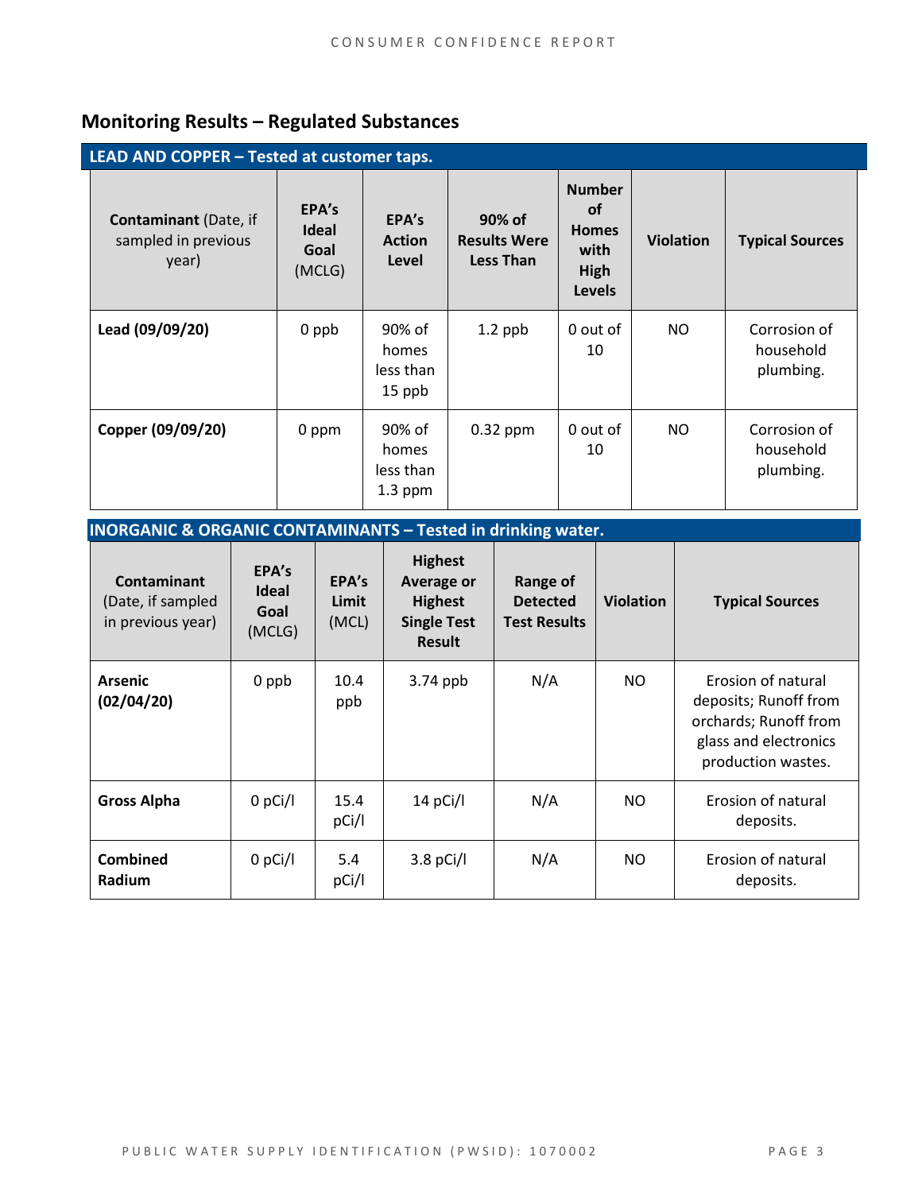## Monitoring Results – Regulated Substances

**LEAD AND COPPER – Tested at customer taps.**

| **Contaminant** (Date, if sampled in previous year) | **EPA's Ideal Goal** (MCLG) | **EPA's Action Level** | **90% of Results Were Less Than** | **Number of Homes with High Levels** | **Violation** | **Typical Sources** |
|---|---|---|---|---|---|---|
| **Lead (09/09/20)** | 0 ppb | 90% of homes less than 15 ppb | 1.2 ppb | 0 out of 10 | NO | Corrosion of household plumbing. |
| **Copper (09/09/20)** | 0 ppm | 90% of homes less than 1.3 ppm | 0.32 ppm | 0 out of 10 | NO | Corrosion of household plumbing. |

**INORGANIC & ORGANIC CONTAMINANTS – Tested in drinking water.**

| **Contaminant** (Date, if sampled in previous year) | **EPA's Ideal Goal** (MCLG) | **EPA's Limit** (MCL) | **Highest Average or Highest Single Test Result** | **Range of Detected Test Results** | **Violation** | **Typical Sources** |
|---|---|---|---|---|---|---|
| **Arsenic (02/04/20)** | 0 ppb | 10.4 ppb | 3.74 ppb | N/A | NO | Erosion of natural deposits; Runoff from orchards; Runoff from glass and electronics production wastes. |
| **Gross Alpha** | 0 pCi/l | 15.4 pCi/l | 14 pCi/l | N/A | NO | Erosion of natural deposits. |
| **Combined Radium** | 0 pCi/l | 5.4 pCi/l | 3.8 pCi/l | N/A | NO | Erosion of natural deposits. |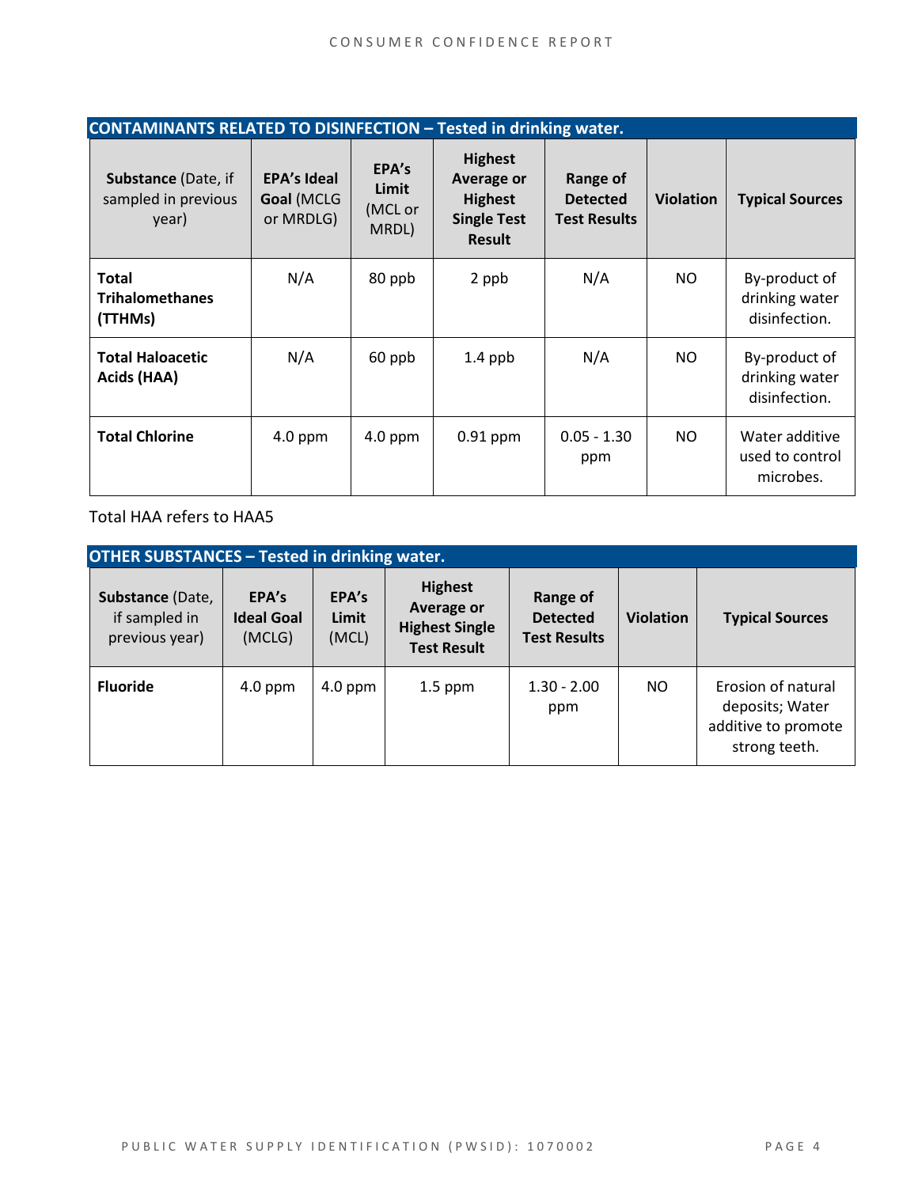| **CONTAINANTS RELATED TO DISINFECTION – Tested in drinking water.** | | | | | | |
|---|---|---|---|---|---|---|
| **Substance** (Date, if sampled in previous year) | **EPA's Ideal Goal** (MCLG or MRDLG) | **EPA's Limit** (MCL or MRDL) | **Highest Average or Highest Single Test Result** | **Range of Detected Test Results** | **Violation** | **Typical Sources** |
| **Total Trihalomethanes (TTHMs)** | N/A | 80 ppb | 2 ppb | N/A | NO | By-product of drinking water disinfection. |
| **Total Haloacetic Acids (HAA)** | N/A | 60 ppb | 1.4 ppb | N/A | NO | By-product of drinking water disinfection. |
| **Total Chlorine** | 4.0 ppm | 4.0 ppm | 0.91 ppm | 0.05 - 1.30 ppm | NO | Water additive used to control microbes. |

Total HAA refers to HAA5

| **OTHER SUBSTANCES – Tested in drinking water.** | | | | | | |
|---|---|---|---|---|---|---|
| **Substance** (Date, if sampled in previous year) | **EPA's Ideal Goal** (MCLG) | **EPA's Limit** (MCL) | **Highest Average or Highest Single Test Result** | **Range of Detected Test Results** | **Violation** | **Typical Sources** |
| **Fluoride** | 4.0 ppm | 4.0 ppm | 1.5 ppm | 1.30 - 2.00 ppm | NO | Erosion of natural deposits; Water additive to promote strong teeth. |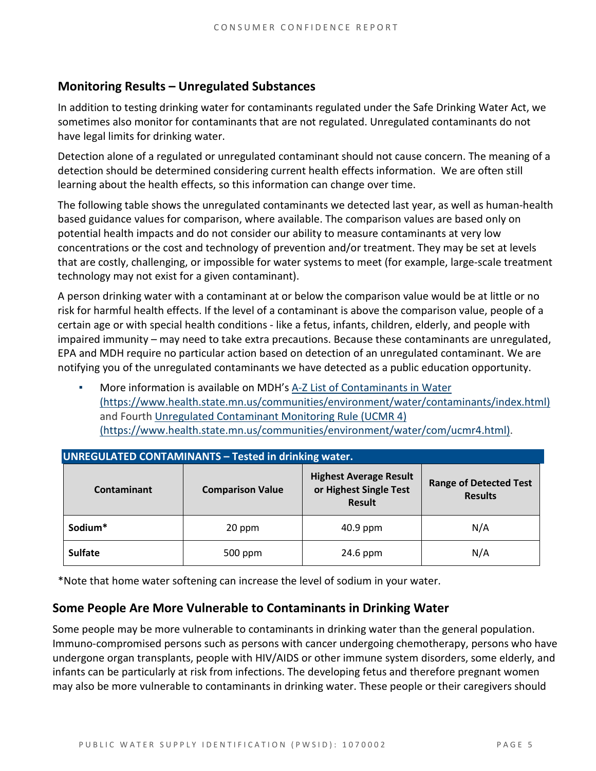## Monitoring Results – Unregulated Substances

In addition to testing drinking water for contaminants regulated under the Safe Drinking Water Act, we sometimes also monitor for contaminants that are not regulated. Unregulated contaminants do not have legal limits for drinking water.

Detection alone of a regulated or unregulated contaminant should not cause concern. The meaning of a detection should be determined considering current health effects information. We are often still learning about the health effects, so this information can change over time.

The following table shows the unregulated contaminants we detected last year, as well as human-health based guidance values for comparison, where available. The comparison values are based only on potential health impacts and do not consider our ability to measure contaminants at very low concentrations or the cost and technology of prevention and/or treatment. They may be set at levels that are costly, challenging, or impossible for water systems to meet (for example, large-scale treatment technology may not exist for a given contaminant).

A person drinking water with a contaminant at or below the comparison value would be at little or no risk for harmful health effects. If the level of a contaminant is above the comparison value, people of a certain age or with special health conditions - like a fetus, infants, children, elderly, and people with impaired immunity – may need to take extra precautions. Because these contaminants are unregulated, EPA and MDH require no particular action based on detection of an unregulated contaminant. We are notifying you of the unregulated contaminants we have detected as a public education opportunity.

- More information is available on MDH's [A-Z List of Contaminants in Water (https://www.health.state.mn.us/communities/environment/water/contaminants/index.html)](https://www.health.state.mn.us/communities/environment/water/contaminants/index.html) and Fourth [Unregulated Contaminant Monitoring Rule (UCMR 4) (https://www.health.state.mn.us/communities/environment/water/com/ucmr4.html)](https://www.health.state.mn.us/communities/environment/water/com/ucmr4.html).

**UNREGULATED CONTAMINANTS – Tested in drinking water.**

| Contaminant | Comparison Value | Highest Average Result or Highest Single Test Result | Range of Detected Test Results |
| --- | --- | --- | --- |
| **Sodium*** | 20 ppm | 40.9 ppm | N/A |
| **Sulfate** | 500 ppm | 24.6 ppm | N/A |

*Note that home water softening can increase the level of sodium in your water.

## Some People Are More Vulnerable to Contaminants in Drinking Water

Some people may be more vulnerable to contaminants in drinking water than the general population. Immuno-compromised persons such as persons with cancer undergoing chemotherapy, persons who have undergone organ transplants, people with HIV/AIDS or other immune system disorders, some elderly, and infants can be particularly at risk from infections. The developing fetus and therefore pregnant women may also be more vulnerable to contaminants in drinking water. These people or their caregivers should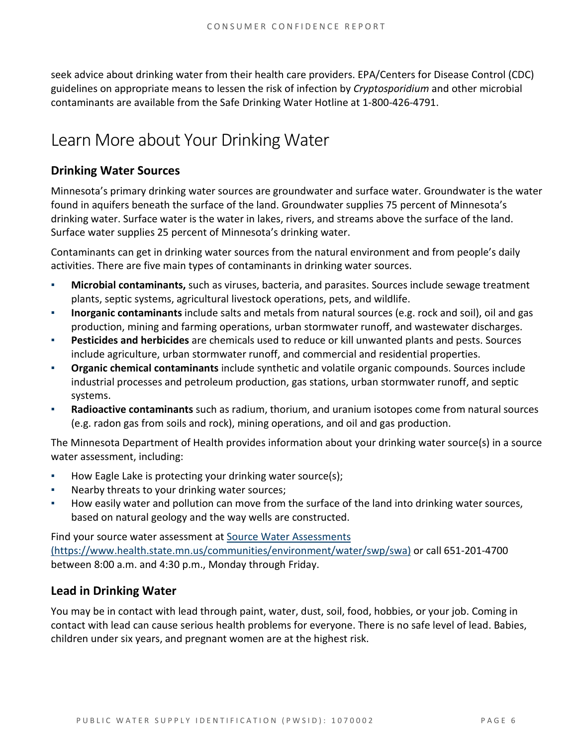seek advice about drinking water from their health care providers. EPA/Centers for Disease Control (CDC) guidelines on appropriate means to lessen the risk of infection by *Cryptosporidium* and other microbial contaminants are available from the Safe Drinking Water Hotline at 1-800-426-4791.

# Learn More about Your Drinking Water

## Drinking Water Sources

Minnesota's primary drinking water sources are groundwater and surface water. Groundwater is the water found in aquifers beneath the surface of the land. Groundwater supplies 75 percent of Minnesota's drinking water. Surface water is the water in lakes, rivers, and streams above the surface of the land. Surface water supplies 25 percent of Minnesota's drinking water.

Contaminants can get in drinking water sources from the natural environment and from people's daily activities. There are five main types of contaminants in drinking water sources.

- **Microbial contaminants,** such as viruses, bacteria, and parasites. Sources include sewage treatment plants, septic systems, agricultural livestock operations, pets, and wildlife.
- **Inorganic contaminants** include salts and metals from natural sources (e.g. rock and soil), oil and gas production, mining and farming operations, urban stormwater runoff, and wastewater discharges.
- **Pesticides and herbicides** are chemicals used to reduce or kill unwanted plants and pests. Sources include agriculture, urban stormwater runoff, and commercial and residential properties.
- **Organic chemical contaminants** include synthetic and volatile organic compounds. Sources include industrial processes and petroleum production, gas stations, urban stormwater runoff, and septic systems.
- **Radioactive contaminants** such as radium, thorium, and uranium isotopes come from natural sources (e.g. radon gas from soils and rock), mining operations, and oil and gas production.

The Minnesota Department of Health provides information about your drinking water source(s) in a source water assessment, including:

- How Eagle Lake is protecting your drinking water source(s);
- Nearby threats to your drinking water sources;
- How easily water and pollution can move from the surface of the land into drinking water sources, based on natural geology and the way wells are constructed.

Find your source water assessment at [Source Water Assessments (https://www.health.state.mn.us/communities/environment/water/swp/swa)](https://www.health.state.mn.us/communities/environment/water/swp/swa) or call 651-201-4700 between 8:00 a.m. and 4:30 p.m., Monday through Friday.

## Lead in Drinking Water

You may be in contact with lead through paint, water, dust, soil, food, hobbies, or your job. Coming in contact with lead can cause serious health problems for everyone. There is no safe level of lead. Babies, children under six years, and pregnant women are at the highest risk.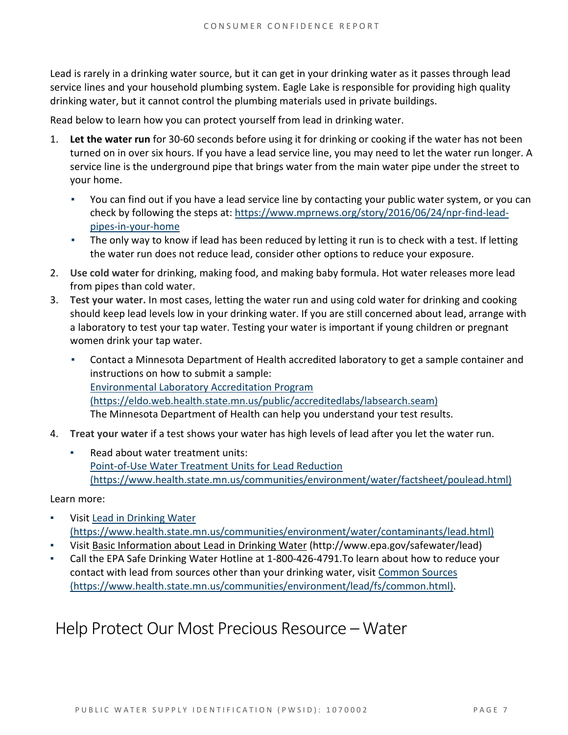Lead is rarely in a drinking water source, but it can get in your drinking water as it passes through lead service lines and your household plumbing system. Eagle Lake is responsible for providing high quality drinking water, but it cannot control the plumbing materials used in private buildings.

Read below to learn how you can protect yourself from lead in drinking water.

1. **Let the water run** for 30-60 seconds before using it for drinking or cooking if the water has not been turned on in over six hours. If you have a lead service line, you may need to let the water run longer. A service line is the underground pipe that brings water from the main water pipe under the street to your home.
   - You can find out if you have a lead service line by contacting your public water system, or you can check by following the steps at: [https://www.mprnews.org/story/2016/06/24/npr-find-lead-pipes-in-your-home](https://www.mprnews.org/story/2016/06/24/npr-find-lead-pipes-in-your-home)
   - The only way to know if lead has been reduced by letting it run is to check with a test. If letting the water run does not reduce lead, consider other options to reduce your exposure.
2. **Use cold water** for drinking, making food, and making baby formula. Hot water releases more lead from pipes than cold water.
3. **Test your water.** In most cases, letting the water run and using cold water for drinking and cooking should keep lead levels low in your drinking water. If you are still concerned about lead, arrange with a laboratory to test your tap water. Testing your water is important if young children or pregnant women drink your tap water.
   - Contact a Minnesota Department of Health accredited laboratory to get a sample container and instructions on how to submit a sample:
     [Environmental Laboratory Accreditation Program (https://eldo.web.health.state.mn.us/public/accreditedlabs/labsearch.seam)](https://eldo.web.health.state.mn.us/public/accreditedlabs/labsearch.seam)
     The Minnesota Department of Health can help you understand your test results.
4. **Treat your water** if a test shows your water has high levels of lead after you let the water run.
   - Read about water treatment units:
     [Point-of-Use Water Treatment Units for Lead Reduction (https://www.health.state.mn.us/communities/environment/water/factsheet/poulead.html)](https://www.health.state.mn.us/communities/environment/water/factsheet/poulead.html)

Learn more:

- Visit [Lead in Drinking Water (https://www.health.state.mn.us/communities/environment/water/contaminants/lead.html)](https://www.health.state.mn.us/communities/environment/water/contaminants/lead.html)
- Visit Basic Information about Lead in Drinking Water (http://www.epa.gov/safewater/lead)
- Call the EPA Safe Drinking Water Hotline at 1-800-426-4791.To learn about how to reduce your contact with lead from sources other than your drinking water, visit [Common Sources (https://www.health.state.mn.us/communities/environment/lead/fs/common.html)](https://www.health.state.mn.us/communities/environment/lead/fs/common.html).

# Help Protect Our Most Precious Resource – Water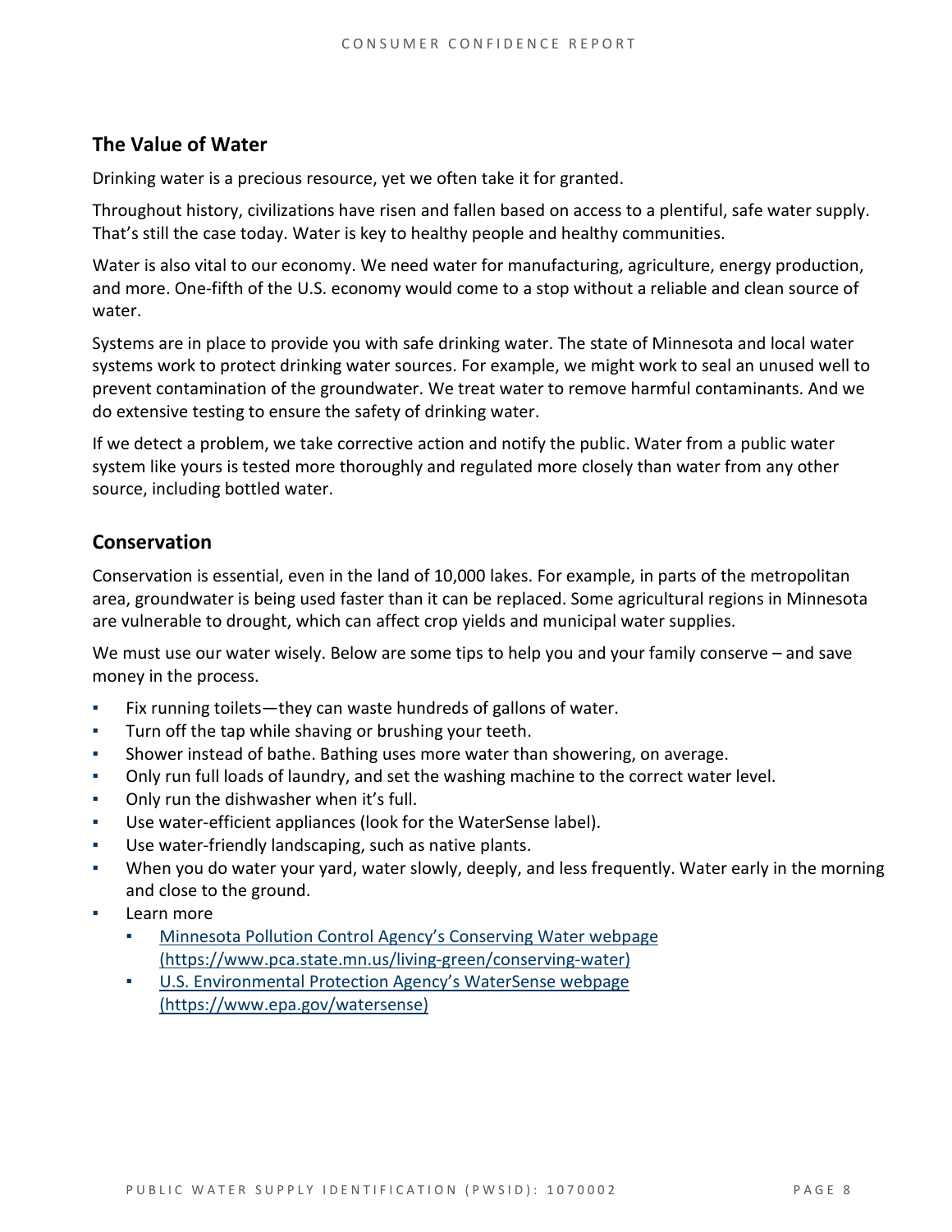## The Value of Water

Drinking water is a precious resource, yet we often take it for granted.

Throughout history, civilizations have risen and fallen based on access to a plentiful, safe water supply. That's still the case today. Water is key to healthy people and healthy communities.

Water is also vital to our economy. We need water for manufacturing, agriculture, energy production, and more. One-fifth of the U.S. economy would come to a stop without a reliable and clean source of water.

Systems are in place to provide you with safe drinking water. The state of Minnesota and local water systems work to protect drinking water sources. For example, we might work to seal an unused well to prevent contamination of the groundwater. We treat water to remove harmful contaminants. And we do extensive testing to ensure the safety of drinking water.

If we detect a problem, we take corrective action and notify the public. Water from a public water system like yours is tested more thoroughly and regulated more closely than water from any other source, including bottled water.

## Conservation

Conservation is essential, even in the land of 10,000 lakes. For example, in parts of the metropolitan area, groundwater is being used faster than it can be replaced. Some agricultural regions in Minnesota are vulnerable to drought, which can affect crop yields and municipal water supplies.

We must use our water wisely. Below are some tips to help you and your family conserve – and save money in the process.

- Fix running toilets—they can waste hundreds of gallons of water.
- Turn off the tap while shaving or brushing your teeth.
- Shower instead of bathe. Bathing uses more water than showering, on average.
- Only run full loads of laundry, and set the washing machine to the correct water level.
- Only run the dishwasher when it's full.
- Use water-efficient appliances (look for the WaterSense label).
- Use water-friendly landscaping, such as native plants.
- When you do water your yard, water slowly, deeply, and less frequently. Water early in the morning and close to the ground.
- Learn more
  - [Minnesota Pollution Control Agency's Conserving Water webpage (https://www.pca.state.mn.us/living-green/conserving-water)](https://www.pca.state.mn.us/living-green/conserving-water)
  - [U.S. Environmental Protection Agency's WaterSense webpage (https://www.epa.gov/watersense)](https://www.epa.gov/watersense)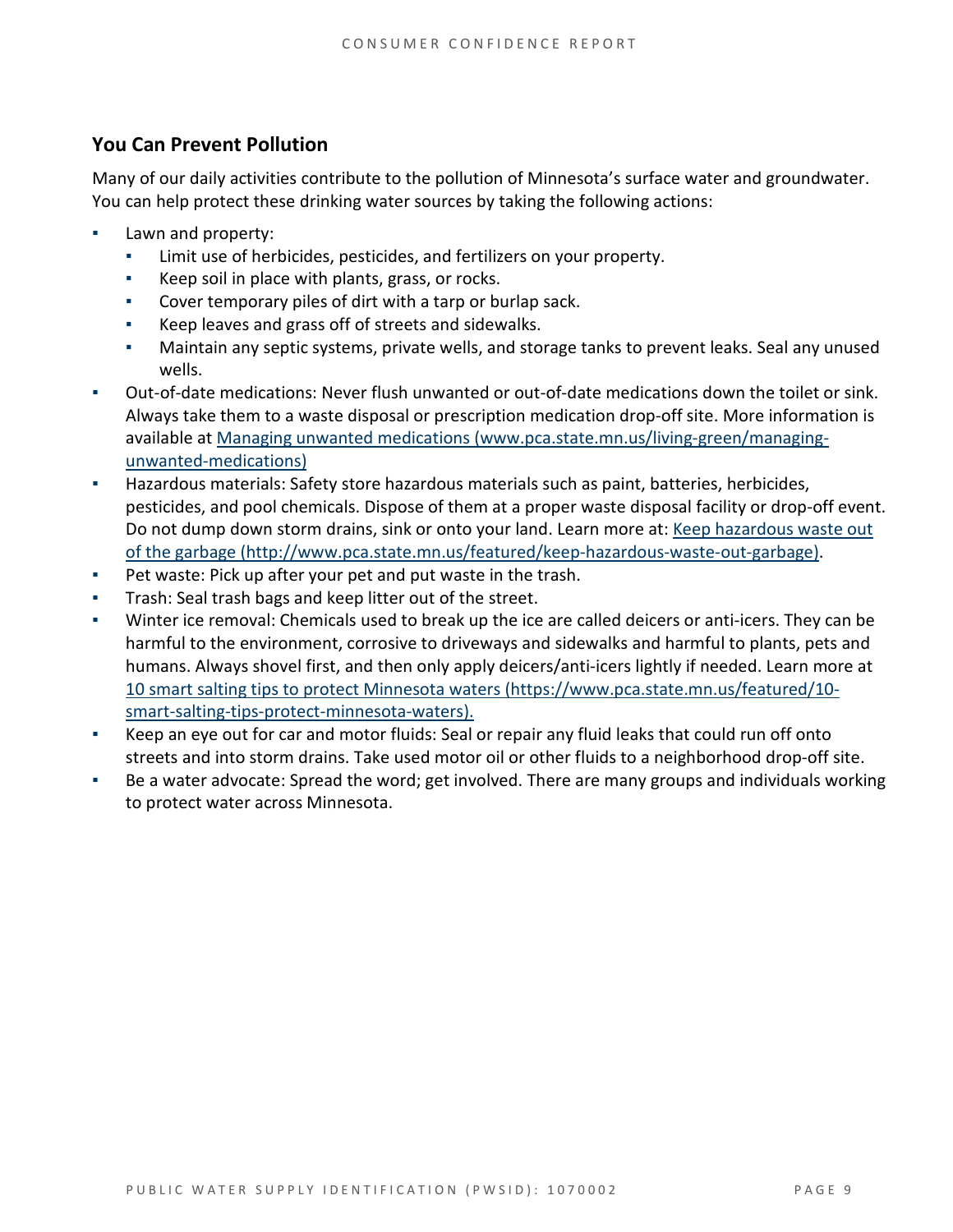## You Can Prevent Pollution

Many of our daily activities contribute to the pollution of Minnesota's surface water and groundwater. You can help protect these drinking water sources by taking the following actions:

- Lawn and property:
  - Limit use of herbicides, pesticides, and fertilizers on your property.
  - Keep soil in place with plants, grass, or rocks.
  - Cover temporary piles of dirt with a tarp or burlap sack.
  - Keep leaves and grass off of streets and sidewalks.
  - Maintain any septic systems, private wells, and storage tanks to prevent leaks. Seal any unused wells.
- Out-of-date medications: Never flush unwanted or out-of-date medications down the toilet or sink. Always take them to a waste disposal or prescription medication drop-off site. More information is available at [Managing unwanted medications (www.pca.state.mn.us/living-green/managing-unwanted-medications)](www.pca.state.mn.us/living-green/managing-unwanted-medications)
- Hazardous materials: Safety store hazardous materials such as paint, batteries, herbicides, pesticides, and pool chemicals. Dispose of them at a proper waste disposal facility or drop-off event. Do not dump down storm drains, sink or onto your land. Learn more at: [Keep hazardous waste out of the garbage (http://www.pca.state.mn.us/featured/keep-hazardous-waste-out-garbage)](http://www.pca.state.mn.us/featured/keep-hazardous-waste-out-garbage).
- Pet waste: Pick up after your pet and put waste in the trash.
- Trash: Seal trash bags and keep litter out of the street.
- Winter ice removal: Chemicals used to break up the ice are called deicers or anti-icers. They can be harmful to the environment, corrosive to driveways and sidewalks and harmful to plants, pets and humans. Always shovel first, and then only apply deicers/anti-icers lightly if needed. Learn more at [10 smart salting tips to protect Minnesota waters (https://www.pca.state.mn.us/featured/10-smart-salting-tips-protect-minnesota-waters).](https://www.pca.state.mn.us/featured/10-smart-salting-tips-protect-minnesota-waters)
- Keep an eye out for car and motor fluids: Seal or repair any fluid leaks that could run off onto streets and into storm drains. Take used motor oil or other fluids to a neighborhood drop-off site.
- Be a water advocate: Spread the word; get involved. There are many groups and individuals working to protect water across Minnesota.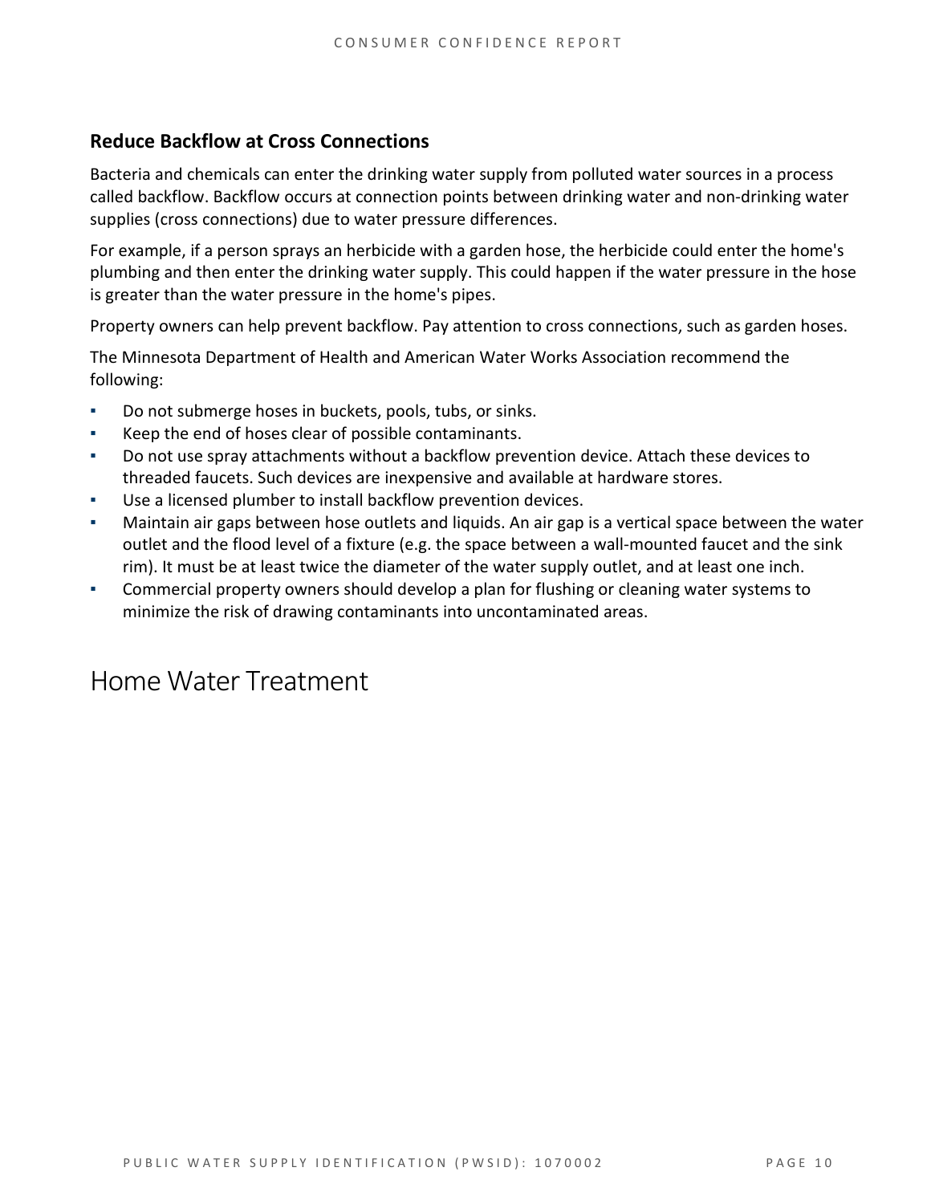### Reduce Backflow at Cross Connections

Bacteria and chemicals can enter the drinking water supply from polluted water sources in a process called backflow. Backflow occurs at connection points between drinking water and non-drinking water supplies (cross connections) due to water pressure differences.

For example, if a person sprays an herbicide with a garden hose, the herbicide could enter the home's plumbing and then enter the drinking water supply. This could happen if the water pressure in the hose is greater than the water pressure in the home's pipes.

Property owners can help prevent backflow. Pay attention to cross connections, such as garden hoses.

The Minnesota Department of Health and American Water Works Association recommend the following:

- Do not submerge hoses in buckets, pools, tubs, or sinks.
- Keep the end of hoses clear of possible contaminants.
- Do not use spray attachments without a backflow prevention device. Attach these devices to threaded faucets. Such devices are inexpensive and available at hardware stores.
- Use a licensed plumber to install backflow prevention devices.
- Maintain air gaps between hose outlets and liquids. An air gap is a vertical space between the water outlet and the flood level of a fixture (e.g. the space between a wall-mounted faucet and the sink rim). It must be at least twice the diameter of the water supply outlet, and at least one inch.
- Commercial property owners should develop a plan for flushing or cleaning water systems to minimize the risk of drawing contaminants into uncontaminated areas.

## Home Water Treatment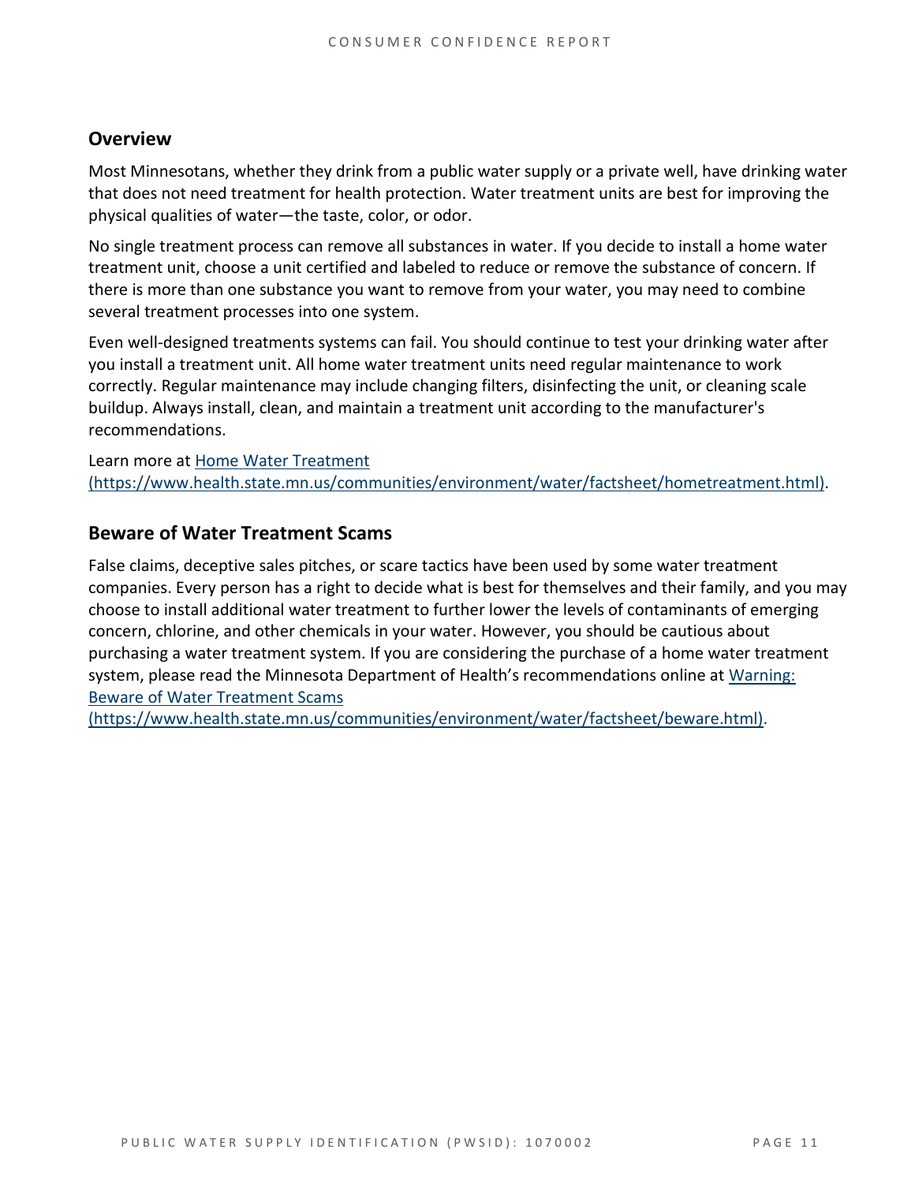## Overview

Most Minnesotans, whether they drink from a public water supply or a private well, have drinking water that does not need treatment for health protection. Water treatment units are best for improving the physical qualities of water—the taste, color, or odor.

No single treatment process can remove all substances in water. If you decide to install a home water treatment unit, choose a unit certified and labeled to reduce or remove the substance of concern. If there is more than one substance you want to remove from your water, you may need to combine several treatment processes into one system.

Even well-designed treatments systems can fail. You should continue to test your drinking water after you install a treatment unit. All home water treatment units need regular maintenance to work correctly. Regular maintenance may include changing filters, disinfecting the unit, or cleaning scale buildup. Always install, clean, and maintain a treatment unit according to the manufacturer's recommendations.

Learn more at [Home Water Treatment (https://www.health.state.mn.us/communities/environment/water/factsheet/hometreatment.html)](https://www.health.state.mn.us/communities/environment/water/factsheet/hometreatment.html).

## Beware of Water Treatment Scams

False claims, deceptive sales pitches, or scare tactics have been used by some water treatment companies. Every person has a right to decide what is best for themselves and their family, and you may choose to install additional water treatment to further lower the levels of contaminants of emerging concern, chlorine, and other chemicals in your water. However, you should be cautious about purchasing a water treatment system. If you are considering the purchase of a home water treatment system, please read the Minnesota Department of Health's recommendations online at [Warning: Beware of Water Treatment Scams (https://www.health.state.mn.us/communities/environment/water/factsheet/beware.html)](https://www.health.state.mn.us/communities/environment/water/factsheet/beware.html).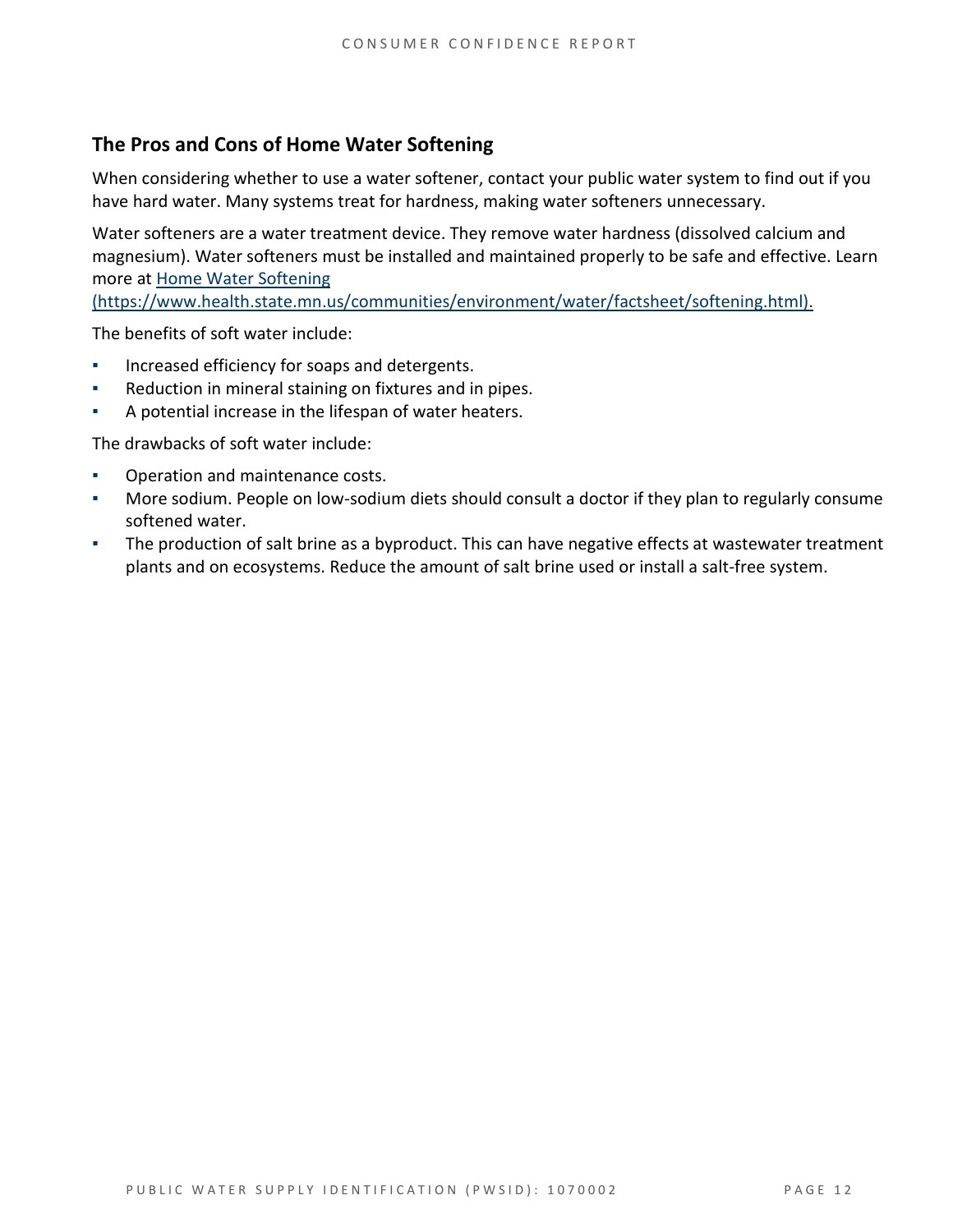## The Pros and Cons of Home Water Softening

When considering whether to use a water softener, contact your public water system to find out if you have hard water. Many systems treat for hardness, making water softeners unnecessary.

Water softeners are a water treatment device. They remove water hardness (dissolved calcium and magnesium). Water softeners must be installed and maintained properly to be safe and effective. Learn more at [Home Water Softening (https://www.health.state.mn.us/communities/environment/water/factsheet/softening.html).](https://www.health.state.mn.us/communities/environment/water/factsheet/softening.html)

The benefits of soft water include:

- Increased efficiency for soaps and detergents.
- Reduction in mineral staining on fixtures and in pipes.
- A potential increase in the lifespan of water heaters.

The drawbacks of soft water include:

- Operation and maintenance costs.
- More sodium. People on low-sodium diets should consult a doctor if they plan to regularly consume softened water.
- The production of salt brine as a byproduct. This can have negative effects at wastewater treatment plants and on ecosystems. Reduce the amount of salt brine used or install a salt-free system.